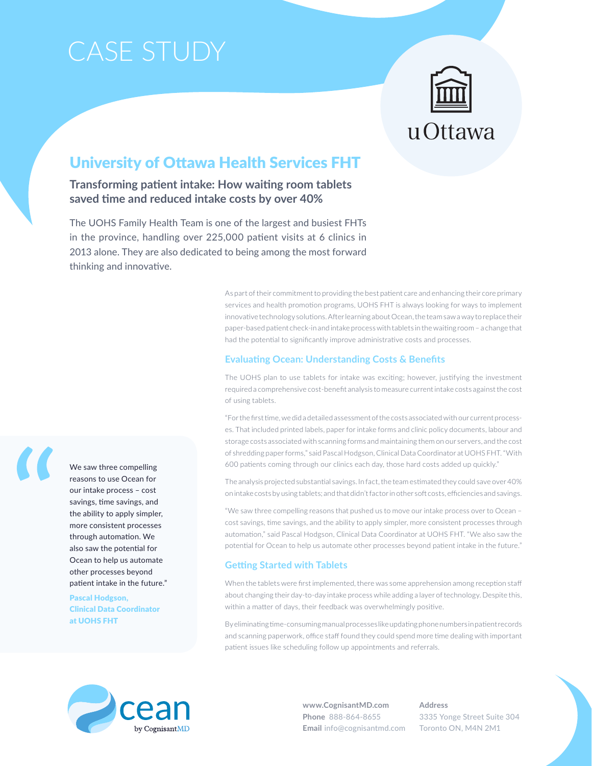# CASE STUDY

uOttawa

## University of Ottawa Health Services FHT

### Transforming patient intake: How waiting room tablets saved time and reduced intake costs by over 40%

The UOHS Family Health Team is one of the largest and busiest FHTs in the province, handling over 225,000 patient visits at 6 clinics in 2013 alone. They are also dedicated to being among the most forward thinking and innovative.

As part of their commitment to providing the best patient care and enhancing their core primary services and health promotion programs, UOHS FHT is always looking for ways to implement innovative technology solutions. After learning about Ocean, the team saw a way to replace their paper-based patient check-in and intake process with tablets in the waiting room – a change that had the potential to significantly improve administrative costs and processes.

### Evaluating Ocean: Understanding Costs & Benefits

The UOHS plan to use tablets for intake was exciting; however, justifying the investment required a comprehensive cost-benefit analysis to measure current intake costs against the cost of using tablets.

"For the first time, we did a detailed assessment of the costs associated with our current processes. That included printed labels, paper for intake forms and clinic policy documents, labour and storage costs associated with scanning forms and maintaining them on our servers, and the cost of shredding paper forms," said Pascal Hodgson, Clinical Data Coordinator at UOHS FHT. "With 600 patients coming through our clinics each day, those hard costs added up quickly."

The analysis projected substantial savings. In fact, the team estimated they could save over 40% on intake costs by using tablets; and that didn't factor in other soft costs, efficiencies and savings.

"We saw three compelling reasons that pushed us to move our intake process over to Ocean – cost savings, time savings, and the ability to apply simpler, more consistent processes through automation," said Pascal Hodgson, Clinical Data Coordinator at UOHS FHT. "We also saw the potential for Ocean to help us automate other processes beyond patient intake in the future."

> "We saw three compelling reasons to use Ocean for our intake process – cost savings, time savings, and the ability to apply simpler, more consistent processes through automation. We also saw the potential for Ocean to help us automate other processes beyond patient intake in the future."
>
> **Pascal Hodgson, Clinical Data Coordinator at UOHS FHT**

### Getting Started with Tablets

When the tablets were first implemented, there was some apprehension among reception staff about changing their day-to-day intake process while adding a layer of technology. Despite this, within a matter of days, their feedback was overwhelmingly positive.

By eliminating time-consuming manual processes like updating phone numbers in patient records and scanning paperwork, office staff found they could spend more time dealing with important patient issues like scheduling follow up appointments and referrals.

Ocean by CognisantMD

**www.CognisantMD.com**
**Phone** 888-864-8655
**Email** info@cognisantmd.com

**Address**
3335 Yonge Street Suite 304
Toronto ON, M4N 2M1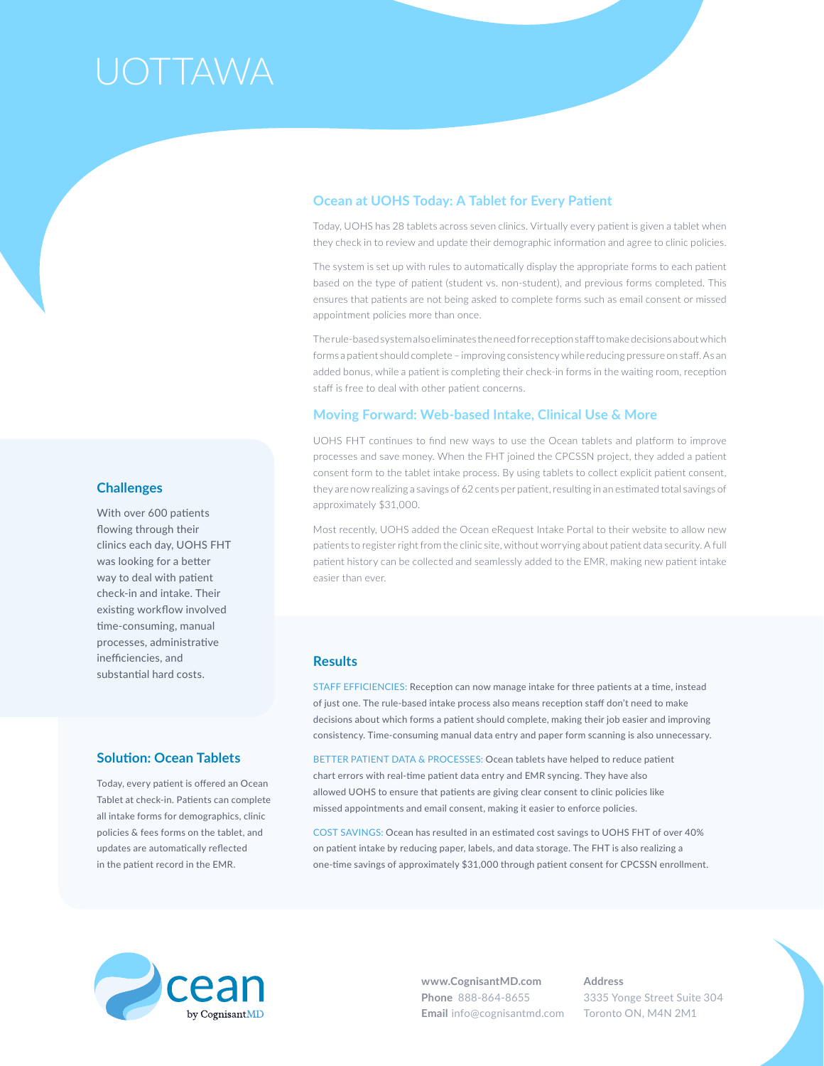# UOTTAWA

## Challenges

With over 600 patients flowing through their clinics each day, UOHS FHT was looking for a better way to deal with patient check-in and intake. Their existing workflow involved time-consuming, manual processes, administrative inefficiencies, and substantial hard costs.

## Solution: Ocean Tablets

Today, every patient is offered an Ocean Tablet at check-in. Patients can complete all intake forms for demographics, clinic policies & fees forms on the tablet, and updates are automatically reflected in the patient record in the EMR.

## Ocean at UOHS Today: A Tablet for Every Patient

Today, UOHS has 28 tablets across seven clinics. Virtually every patient is given a tablet when they check in to review and update their demographic information and agree to clinic policies.

The system is set up with rules to automatically display the appropriate forms to each patient based on the type of patient (student vs. non-student), and previous forms completed. This ensures that patients are not being asked to complete forms such as email consent or missed appointment policies more than once.

The rule-based system also eliminates the need for reception staff to make decisions about which forms a patient should complete – improving consistency while reducing pressure on staff. As an added bonus, while a patient is completing their check-in forms in the waiting room, reception staff is free to deal with other patient concerns.

## Moving Forward: Web-based Intake, Clinical Use & More

UOHS FHT continues to find new ways to use the Ocean tablets and platform to improve processes and save money. When the FHT joined the CPCSSN project, they added a patient consent form to the tablet intake process. By using tablets to collect explicit patient consent, they are now realizing a savings of 62 cents per patient, resulting in an estimated total savings of approximately $31,000.

Most recently, UOHS added the Ocean eRequest Intake Portal to their website to allow new patients to register right from the clinic site, without worrying about patient data security. A full patient history can be collected and seamlessly added to the EMR, making new patient intake easier than ever.

## Results

STAFF EFFICIENCIES: Reception can now manage intake for three patients at a time, instead of just one. The rule-based intake process also means reception staff don't need to make decisions about which forms a patient should complete, making their job easier and improving consistency. Time-consuming manual data entry and paper form scanning is also unnecessary.

BETTER PATIENT DATA & PROCESSES: Ocean tablets have helped to reduce patient chart errors with real-time patient data entry and EMR syncing. They have also allowed UOHS to ensure that patients are giving clear consent to clinic policies like missed appointments and email consent, making it easier to enforce policies.

COST SAVINGS: Ocean has resulted in an estimated cost savings to UOHS FHT of over 40% on patient intake by reducing paper, labels, and data storage. The FHT is also realizing a one-time savings of approximately $31,000 through patient consent for CPCSSN enrollment.

Ocean by CognisantMD

**www.CognisantMD.com**
**Phone** 888-864-8655
**Email** info@cognisantmd.com

**Address**
3335 Yonge Street Suite 304
Toronto ON, M4N 2M1